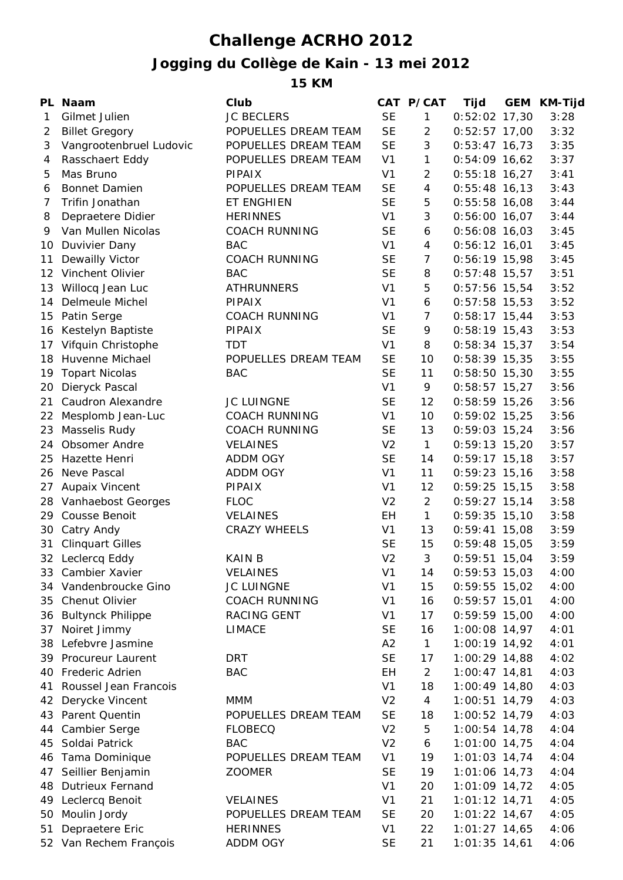# Challenge ACRHO 2012

## Jogging du Collège de Kain - 13 mei 2012

### 15 KM

| PL | Naam | Club | CAT | P/CAT | Tijd | GEM | KM-Tijd |
|---|---|---|---|---|---|---|---|
| 1 | Gilmet Julien | JC BECLERS | SE | 1 | 0:52:02 | 17,30 | 3:28 |
| 2 | Billet Gregory | POPUELLES DREAM TEAM | SE | 2 | 0:52:57 | 17,00 | 3:32 |
| 3 | Vangrootenbruel Ludovic | POPUELLES DREAM TEAM | SE | 3 | 0:53:47 | 16,73 | 3:35 |
| 4 | Rasschaert Eddy | POPUELLES DREAM TEAM | V1 | 1 | 0:54:09 | 16,62 | 3:37 |
| 5 | Mas Bruno | PIPAIX | V1 | 2 | 0:55:18 | 16,27 | 3:41 |
| 6 | Bonnet Damien | POPUELLES DREAM TEAM | SE | 4 | 0:55:48 | 16,13 | 3:43 |
| 7 | Trifin Jonathan | ET ENGHIEN | SE | 5 | 0:55:58 | 16,08 | 3:44 |
| 8 | Depraetere Didier | HERINNES | V1 | 3 | 0:56:00 | 16,07 | 3:44 |
| 9 | Van Mullen Nicolas | COACH RUNNING | SE | 6 | 0:56:08 | 16,03 | 3:45 |
| 10 | Duvivier Dany | BAC | V1 | 4 | 0:56:12 | 16,01 | 3:45 |
| 11 | Dewailly Victor | COACH RUNNING | SE | 7 | 0:56:19 | 15,98 | 3:45 |
| 12 | Vinchent Olivier | BAC | SE | 8 | 0:57:48 | 15,57 | 3:51 |
| 13 | Willocq Jean Luc | ATHRUNNERS | V1 | 5 | 0:57:56 | 15,54 | 3:52 |
| 14 | Delmeule Michel | PIPAIX | V1 | 6 | 0:57:58 | 15,53 | 3:52 |
| 15 | Patin Serge | COACH RUNNING | V1 | 7 | 0:58:17 | 15,44 | 3:53 |
| 16 | Kestelyn Baptiste | PIPAIX | SE | 9 | 0:58:19 | 15,43 | 3:53 |
| 17 | Vifquin Christophe | TDT | V1 | 8 | 0:58:34 | 15,37 | 3:54 |
| 18 | Huvenne Michael | POPUELLES DREAM TEAM | SE | 10 | 0:58:39 | 15,35 | 3:55 |
| 19 | Topart Nicolas | BAC | SE | 11 | 0:58:50 | 15,30 | 3:55 |
| 20 | Dieryck Pascal | | V1 | 9 | 0:58:57 | 15,27 | 3:56 |
| 21 | Caudron Alexandre | JC LUINGNE | SE | 12 | 0:58:59 | 15,26 | 3:56 |
| 22 | Mesplomb Jean-Luc | COACH RUNNING | V1 | 10 | 0:59:02 | 15,25 | 3:56 |
| 23 | Masselis Rudy | COACH RUNNING | SE | 13 | 0:59:03 | 15,24 | 3:56 |
| 24 | Obsomer Andre | VELAINES | V2 | 1 | 0:59:13 | 15,20 | 3:57 |
| 25 | Hazette Henri | ADDM OGY | SE | 14 | 0:59:17 | 15,18 | 3:57 |
| 26 | Neve Pascal | ADDM OGY | V1 | 11 | 0:59:23 | 15,16 | 3:58 |
| 27 | Aupaix Vincent | PIPAIX | V1 | 12 | 0:59:25 | 15,15 | 3:58 |
| 28 | Vanhaebost Georges | FLOC | V2 | 2 | 0:59:27 | 15,14 | 3:58 |
| 29 | Cousse Benoit | VELAINES | EH | 1 | 0:59:35 | 15,10 | 3:58 |
| 30 | Catry Andy | CRAZY WHEELS | V1 | 13 | 0:59:41 | 15,08 | 3:59 |
| 31 | Clinquart Gilles | | SE | 15 | 0:59:48 | 15,05 | 3:59 |
| 32 | Leclercq Eddy | KAIN B | V2 | 3 | 0:59:51 | 15,04 | 3:59 |
| 33 | Cambier Xavier | VELAINES | V1 | 14 | 0:59:53 | 15,03 | 4:00 |
| 34 | Vandenbroucke Gino | JC LUINGNE | V1 | 15 | 0:59:55 | 15,02 | 4:00 |
| 35 | Chenut Olivier | COACH RUNNING | V1 | 16 | 0:59:57 | 15,01 | 4:00 |
| 36 | Bultynck Philippe | RACING GENT | V1 | 17 | 0:59:59 | 15,00 | 4:00 |
| 37 | Noiret Jimmy | LIMACE | SE | 16 | 1:00:08 | 14,97 | 4:01 |
| 38 | Lefebvre Jasmine | | A2 | 1 | 1:00:19 | 14,92 | 4:01 |
| 39 | Procureur Laurent | DRT | SE | 17 | 1:00:29 | 14,88 | 4:02 |
| 40 | Frederic Adrien | BAC | EH | 2 | 1:00:47 | 14,81 | 4:03 |
| 41 | Roussel Jean Francois | | V1 | 18 | 1:00:49 | 14,80 | 4:03 |
| 42 | Derycke Vincent | MMM | V2 | 4 | 1:00:51 | 14,79 | 4:03 |
| 43 | Parent Quentin | POPUELLES DREAM TEAM | SE | 18 | 1:00:52 | 14,79 | 4:03 |
| 44 | Cambier Serge | FLOBECQ | V2 | 5 | 1:00:54 | 14,78 | 4:04 |
| 45 | Soldai Patrick | BAC | V2 | 6 | 1:01:00 | 14,75 | 4:04 |
| 46 | Tama Dominique | POPUELLES DREAM TEAM | V1 | 19 | 1:01:03 | 14,74 | 4:04 |
| 47 | Seillier Benjamin | ZOOMER | SE | 19 | 1:01:06 | 14,73 | 4:04 |
| 48 | Dutrieux Fernand | | V1 | 20 | 1:01:09 | 14,72 | 4:05 |
| 49 | Leclercq Benoit | VELAINES | V1 | 21 | 1:01:12 | 14,71 | 4:05 |
| 50 | Moulin Jordy | POPUELLES DREAM TEAM | SE | 20 | 1:01:22 | 14,67 | 4:05 |
| 51 | Depraetere Eric | HERINNES | V1 | 22 | 1:01:27 | 14,65 | 4:06 |
| 52 | Van Rechem François | ADDM OGY | SE | 21 | 1:01:35 | 14,61 | 4:06 |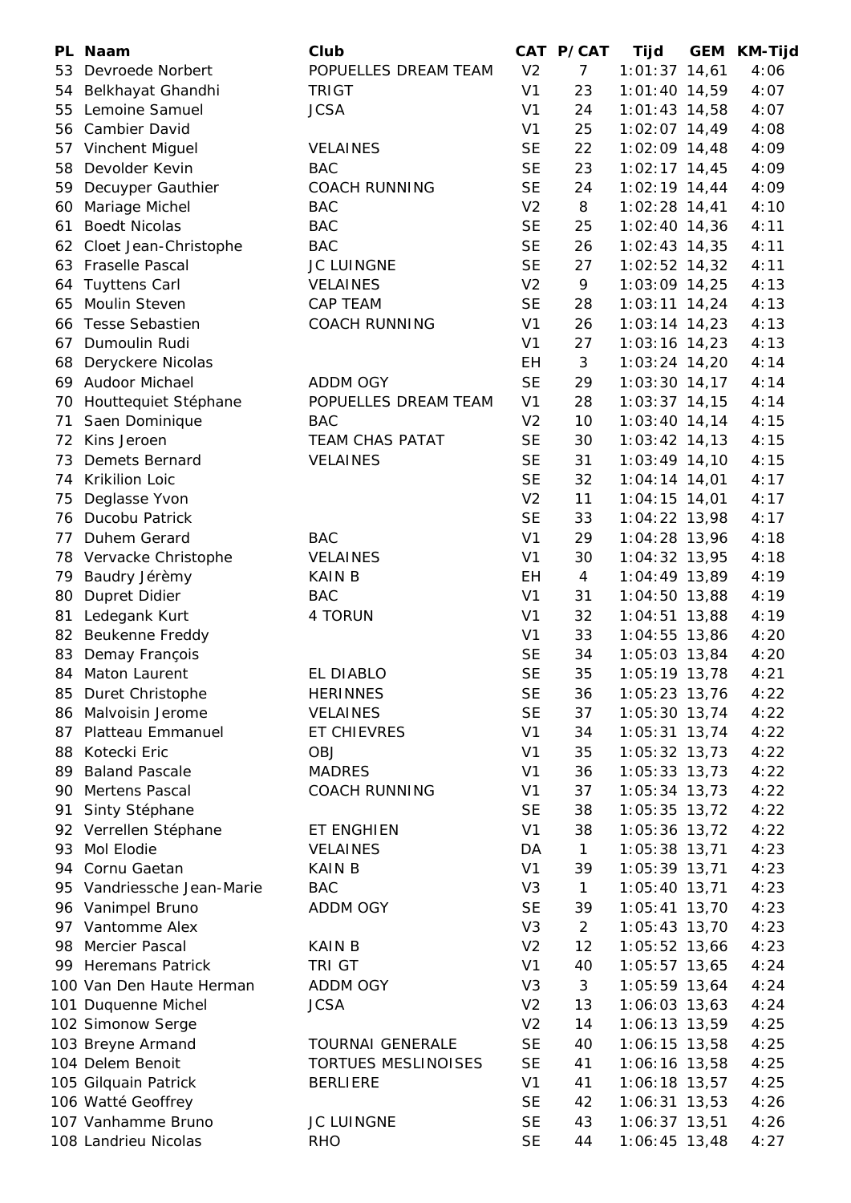| PL | Naam | Club | CAT | P/CAT | Tijd | GEM | KM-Tijd |
|---|---|---|---|---|---|---|---|
| 53 | Devroede Norbert | POPUELLES DREAM TEAM | V2 | 7 | 1:01:37 | 14,61 | 4:06 |
| 54 | Belkhayat Ghandhi | TRIGT | V1 | 23 | 1:01:40 | 14,59 | 4:07 |
| 55 | Lemoine Samuel | JCSA | V1 | 24 | 1:01:43 | 14,58 | 4:07 |
| 56 | Cambier David | | V1 | 25 | 1:02:07 | 14,49 | 4:08 |
| 57 | Vinchent Miguel | VELAINES | SE | 22 | 1:02:09 | 14,48 | 4:09 |
| 58 | Devolder Kevin | BAC | SE | 23 | 1:02:17 | 14,45 | 4:09 |
| 59 | Decuyper Gauthier | COACH RUNNING | SE | 24 | 1:02:19 | 14,44 | 4:09 |
| 60 | Mariage Michel | BAC | V2 | 8 | 1:02:28 | 14,41 | 4:10 |
| 61 | Boedt Nicolas | BAC | SE | 25 | 1:02:40 | 14,36 | 4:11 |
| 62 | Cloet Jean-Christophe | BAC | SE | 26 | 1:02:43 | 14,35 | 4:11 |
| 63 | Fraselle Pascal | JC LUINGNE | SE | 27 | 1:02:52 | 14,32 | 4:11 |
| 64 | Tuyttens Carl | VELAINES | V2 | 9 | 1:03:09 | 14,25 | 4:13 |
| 65 | Moulin Steven | CAP TEAM | SE | 28 | 1:03:11 | 14,24 | 4:13 |
| 66 | Tesse Sebastien | COACH RUNNING | V1 | 26 | 1:03:14 | 14,23 | 4:13 |
| 67 | Dumoulin Rudi | | V1 | 27 | 1:03:16 | 14,23 | 4:13 |
| 68 | Deryckere Nicolas | | EH | 3 | 1:03:24 | 14,20 | 4:14 |
| 69 | Audoor Michael | ADDM OGY | SE | 29 | 1:03:30 | 14,17 | 4:14 |
| 70 | Houttequiet Stéphane | POPUELLES DREAM TEAM | V1 | 28 | 1:03:37 | 14,15 | 4:14 |
| 71 | Saen Dominique | BAC | V2 | 10 | 1:03:40 | 14,14 | 4:15 |
| 72 | Kins Jeroen | TEAM CHAS PATAT | SE | 30 | 1:03:42 | 14,13 | 4:15 |
| 73 | Demets Bernard | VELAINES | SE | 31 | 1:03:49 | 14,10 | 4:15 |
| 74 | Krikilion Loic | | SE | 32 | 1:04:14 | 14,01 | 4:17 |
| 75 | Deglasse Yvon | | V2 | 11 | 1:04:15 | 14,01 | 4:17 |
| 76 | Ducobu Patrick | | SE | 33 | 1:04:22 | 13,98 | 4:17 |
| 77 | Duhem Gerard | BAC | V1 | 29 | 1:04:28 | 13,96 | 4:18 |
| 78 | Vervacke Christophe | VELAINES | V1 | 30 | 1:04:32 | 13,95 | 4:18 |
| 79 | Baudry Jérèmy | KAIN B | EH | 4 | 1:04:49 | 13,89 | 4:19 |
| 80 | Dupret Didier | BAC | V1 | 31 | 1:04:50 | 13,88 | 4:19 |
| 81 | Ledegank Kurt | 4 TORUN | V1 | 32 | 1:04:51 | 13,88 | 4:19 |
| 82 | Beukenne Freddy | | V1 | 33 | 1:04:55 | 13,86 | 4:20 |
| 83 | Demay François | | SE | 34 | 1:05:03 | 13,84 | 4:20 |
| 84 | Maton Laurent | EL DIABLO | SE | 35 | 1:05:19 | 13,78 | 4:21 |
| 85 | Duret Christophe | HERINNES | SE | 36 | 1:05:23 | 13,76 | 4:22 |
| 86 | Malvoisin Jerome | VELAINES | SE | 37 | 1:05:30 | 13,74 | 4:22 |
| 87 | Platteau Emmanuel | ET CHIEVRES | V1 | 34 | 1:05:31 | 13,74 | 4:22 |
| 88 | Kotecki Eric | OBJ | V1 | 35 | 1:05:32 | 13,73 | 4:22 |
| 89 | Baland Pascale | MADRES | V1 | 36 | 1:05:33 | 13,73 | 4:22 |
| 90 | Mertens Pascal | COACH RUNNING | V1 | 37 | 1:05:34 | 13,73 | 4:22 |
| 91 | Sinty Stéphane | | SE | 38 | 1:05:35 | 13,72 | 4:22 |
| 92 | Verrellen Stéphane | ET ENGHIEN | V1 | 38 | 1:05:36 | 13,72 | 4:22 |
| 93 | Mol Elodie | VELAINES | DA | 1 | 1:05:38 | 13,71 | 4:23 |
| 94 | Cornu Gaetan | KAIN B | V1 | 39 | 1:05:39 | 13,71 | 4:23 |
| 95 | Vandriessche Jean-Marie | BAC | V3 | 1 | 1:05:40 | 13,71 | 4:23 |
| 96 | Vanimpel Bruno | ADDM OGY | SE | 39 | 1:05:41 | 13,70 | 4:23 |
| 97 | Vantomme Alex | | V3 | 2 | 1:05:43 | 13,70 | 4:23 |
| 98 | Mercier Pascal | KAIN B | V2 | 12 | 1:05:52 | 13,66 | 4:23 |
| 99 | Heremans Patrick | TRI GT | V1 | 40 | 1:05:57 | 13,65 | 4:24 |
| 100 | Van Den Haute Herman | ADDM OGY | V3 | 3 | 1:05:59 | 13,64 | 4:24 |
| 101 | Duquenne Michel | JCSA | V2 | 13 | 1:06:03 | 13,63 | 4:24 |
| 102 | Simonow Serge | | V2 | 14 | 1:06:13 | 13,59 | 4:25 |
| 103 | Breyne Armand | TOURNAI GENERALE | SE | 40 | 1:06:15 | 13,58 | 4:25 |
| 104 | Delem Benoit | TORTUES MESLINOISES | SE | 41 | 1:06:16 | 13,58 | 4:25 |
| 105 | Gilquain Patrick | BERLIERE | V1 | 41 | 1:06:18 | 13,57 | 4:25 |
| 106 | Watté Geoffrey | | SE | 42 | 1:06:31 | 13,53 | 4:26 |
| 107 | Vanhamme Bruno | JC LUINGNE | SE | 43 | 1:06:37 | 13,51 | 4:26 |
| 108 | Landrieu Nicolas | RHO | SE | 44 | 1:06:45 | 13,48 | 4:27 |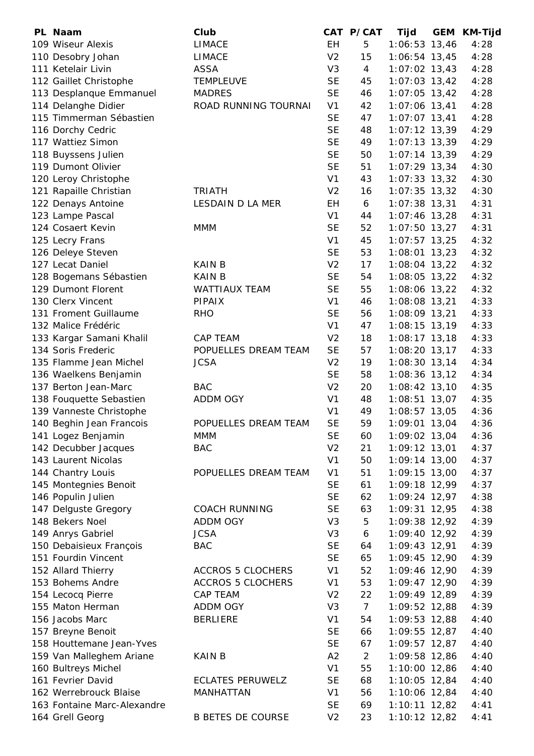| PL | Naam | Club | CAT | P/CAT | Tijd | GEM | KM-Tijd |
|---|---|---|---|---|---|---|---|
| 109 | Wiseur Alexis | LIMACE | EH | 5 | 1:06:53 | 13,46 | 4:28 |
| 110 | Desobry Johan | LIMACE | V2 | 15 | 1:06:54 | 13,45 | 4:28 |
| 111 | Ketelair Livin | ASSA | V3 | 4 | 1:07:02 | 13,43 | 4:28 |
| 112 | Gaillet Christophe | TEMPLEUVE | SE | 45 | 1:07:03 | 13,42 | 4:28 |
| 113 | Desplanque Emmanuel | MADRES | SE | 46 | 1:07:05 | 13,42 | 4:28 |
| 114 | Delanghe Didier | ROAD RUNNING TOURNAI | V1 | 42 | 1:07:06 | 13,41 | 4:28 |
| 115 | Timmerman Sébastien | | SE | 47 | 1:07:07 | 13,41 | 4:28 |
| 116 | Dorchy Cedric | | SE | 48 | 1:07:12 | 13,39 | 4:29 |
| 117 | Wattiez Simon | | SE | 49 | 1:07:13 | 13,39 | 4:29 |
| 118 | Buyssens Julien | | SE | 50 | 1:07:14 | 13,39 | 4:29 |
| 119 | Dumont Olivier | | SE | 51 | 1:07:29 | 13,34 | 4:30 |
| 120 | Leroy Christophe | | V1 | 43 | 1:07:33 | 13,32 | 4:30 |
| 121 | Rapaille Christian | TRIATH | V2 | 16 | 1:07:35 | 13,32 | 4:30 |
| 122 | Denays Antoine | LESDAIN D LA MER | EH | 6 | 1:07:38 | 13,31 | 4:31 |
| 123 | Lampe Pascal | | V1 | 44 | 1:07:46 | 13,28 | 4:31 |
| 124 | Cosaert Kevin | MMM | SE | 52 | 1:07:50 | 13,27 | 4:31 |
| 125 | Lecry Frans | | V1 | 45 | 1:07:57 | 13,25 | 4:32 |
| 126 | Deleye Steven | | SE | 53 | 1:08:01 | 13,23 | 4:32 |
| 127 | Lecat Daniel | KAIN B | V2 | 17 | 1:08:04 | 13,22 | 4:32 |
| 128 | Bogemans Sébastien | KAIN B | SE | 54 | 1:08:05 | 13,22 | 4:32 |
| 129 | Dumont Florent | WATTIAUX TEAM | SE | 55 | 1:08:06 | 13,22 | 4:32 |
| 130 | Clerx Vincent | PIPAIX | V1 | 46 | 1:08:08 | 13,21 | 4:33 |
| 131 | Froment Guillaume | RHO | SE | 56 | 1:08:09 | 13,21 | 4:33 |
| 132 | Malice Frédéric | | V1 | 47 | 1:08:15 | 13,19 | 4:33 |
| 133 | Kargar Samani Khalil | CAP TEAM | V2 | 18 | 1:08:17 | 13,18 | 4:33 |
| 134 | Soris Frederic | POPUELLES DREAM TEAM | SE | 57 | 1:08:20 | 13,17 | 4:33 |
| 135 | Flamme Jean Michel | JCSA | V2 | 19 | 1:08:30 | 13,14 | 4:34 |
| 136 | Waelkens Benjamin | | SE | 58 | 1:08:36 | 13,12 | 4:34 |
| 137 | Berton Jean-Marc | BAC | V2 | 20 | 1:08:42 | 13,10 | 4:35 |
| 138 | Fouquette Sebastien | ADDM OGY | V1 | 48 | 1:08:51 | 13,07 | 4:35 |
| 139 | Vanneste Christophe | | V1 | 49 | 1:08:57 | 13,05 | 4:36 |
| 140 | Beghin Jean Francois | POPUELLES DREAM TEAM | SE | 59 | 1:09:01 | 13,04 | 4:36 |
| 141 | Logez Benjamin | MMM | SE | 60 | 1:09:02 | 13,04 | 4:36 |
| 142 | Decubber Jacques | BAC | V2 | 21 | 1:09:12 | 13,01 | 4:37 |
| 143 | Laurent Nicolas | | V1 | 50 | 1:09:14 | 13,00 | 4:37 |
| 144 | Chantry Louis | POPUELLES DREAM TEAM | V1 | 51 | 1:09:15 | 13,00 | 4:37 |
| 145 | Montegnies Benoit | | SE | 61 | 1:09:18 | 12,99 | 4:37 |
| 146 | Populin Julien | | SE | 62 | 1:09:24 | 12,97 | 4:38 |
| 147 | Delguste Gregory | COACH RUNNING | SE | 63 | 1:09:31 | 12,95 | 4:38 |
| 148 | Bekers Noel | ADDM OGY | V3 | 5 | 1:09:38 | 12,92 | 4:39 |
| 149 | Anrys Gabriel | JCSA | V3 | 6 | 1:09:40 | 12,92 | 4:39 |
| 150 | Debaisieux François | BAC | SE | 64 | 1:09:43 | 12,91 | 4:39 |
| 151 | Fourdin Vincent | | SE | 65 | 1:09:45 | 12,90 | 4:39 |
| 152 | Allard Thierry | ACCROS 5 CLOCHERS | V1 | 52 | 1:09:46 | 12,90 | 4:39 |
| 153 | Bohems Andre | ACCROS 5 CLOCHERS | V1 | 53 | 1:09:47 | 12,90 | 4:39 |
| 154 | Lecocq Pierre | CAP TEAM | V2 | 22 | 1:09:49 | 12,89 | 4:39 |
| 155 | Maton Herman | ADDM OGY | V3 | 7 | 1:09:52 | 12,88 | 4:39 |
| 156 | Jacobs Marc | BERLIERE | V1 | 54 | 1:09:53 | 12,88 | 4:40 |
| 157 | Breyne Benoit | | SE | 66 | 1:09:55 | 12,87 | 4:40 |
| 158 | Houttemane Jean-Yves | | SE | 67 | 1:09:57 | 12,87 | 4:40 |
| 159 | Van Malleghem Ariane | KAIN B | A2 | 2 | 1:09:58 | 12,86 | 4:40 |
| 160 | Bultreys Michel | | V1 | 55 | 1:10:00 | 12,86 | 4:40 |
| 161 | Fevrier David | ECLATES PERUWELZ | SE | 68 | 1:10:05 | 12,84 | 4:40 |
| 162 | Werrebrouck Blaise | MANHATTAN | V1 | 56 | 1:10:06 | 12,84 | 4:40 |
| 163 | Fontaine Marc-Alexandre | | SE | 69 | 1:10:11 | 12,82 | 4:41 |
| 164 | Grell Georg | B BETES DE COURSE | V2 | 23 | 1:10:12 | 12,82 | 4:41 |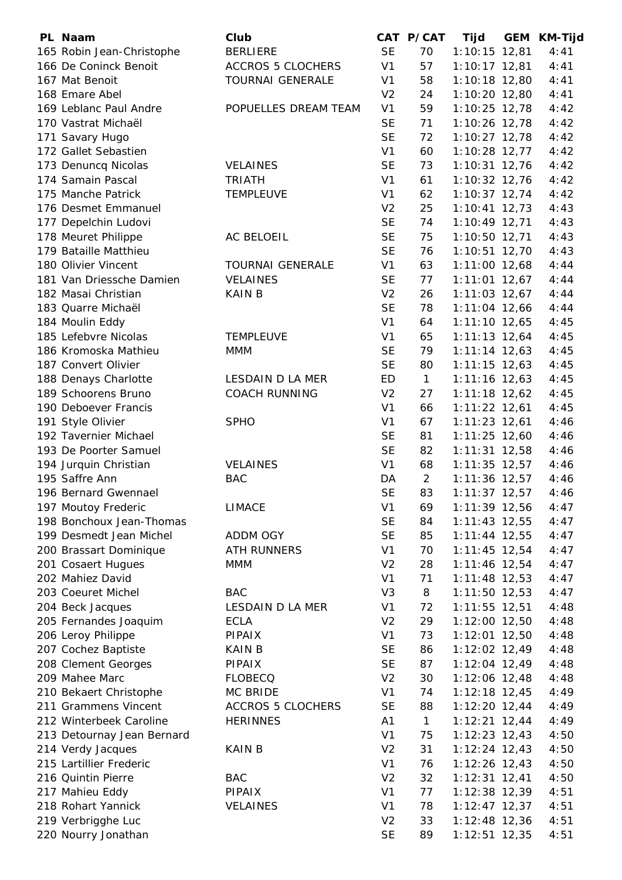| PL | Naam | Club | CAT | P/CAT | Tijd | GEM | KM-Tijd |
|---|---|---|---|---|---|---|---|
| 165 | Robin Jean-Christophe | BERLIERE | SE | 70 | 1:10:15 | 12,81 | 4:41 |
| 166 | De Coninck Benoit | ACCROS 5 CLOCHERS | V1 | 57 | 1:10:17 | 12,81 | 4:41 |
| 167 | Mat Benoit | TOURNAI GENERALE | V1 | 58 | 1:10:18 | 12,80 | 4:41 |
| 168 | Emare Abel | | V2 | 24 | 1:10:20 | 12,80 | 4:41 |
| 169 | Leblanc Paul Andre | POPUELLES DREAM TEAM | V1 | 59 | 1:10:25 | 12,78 | 4:42 |
| 170 | Vastrat Michaël | | SE | 71 | 1:10:26 | 12,78 | 4:42 |
| 171 | Savary Hugo | | SE | 72 | 1:10:27 | 12,78 | 4:42 |
| 172 | Gallet Sebastien | | V1 | 60 | 1:10:28 | 12,77 | 4:42 |
| 173 | Denuncq Nicolas | VELAINES | SE | 73 | 1:10:31 | 12,76 | 4:42 |
| 174 | Samain Pascal | TRIATH | V1 | 61 | 1:10:32 | 12,76 | 4:42 |
| 175 | Manche Patrick | TEMPLEUVE | V1 | 62 | 1:10:37 | 12,74 | 4:42 |
| 176 | Desmet Emmanuel | | V2 | 25 | 1:10:41 | 12,73 | 4:43 |
| 177 | Depelchin Ludovi | | SE | 74 | 1:10:49 | 12,71 | 4:43 |
| 178 | Meuret Philippe | AC BELOEIL | SE | 75 | 1:10:50 | 12,71 | 4:43 |
| 179 | Bataille Matthieu | | SE | 76 | 1:10:51 | 12,70 | 4:43 |
| 180 | Olivier Vincent | TOURNAI GENERALE | V1 | 63 | 1:11:00 | 12,68 | 4:44 |
| 181 | Van Driessche Damien | VELAINES | SE | 77 | 1:11:01 | 12,67 | 4:44 |
| 182 | Masai Christian | KAIN B | V2 | 26 | 1:11:03 | 12,67 | 4:44 |
| 183 | Quarre Michaël | | SE | 78 | 1:11:04 | 12,66 | 4:44 |
| 184 | Moulin Eddy | | V1 | 64 | 1:11:10 | 12,65 | 4:45 |
| 185 | Lefebvre Nicolas | TEMPLEUVE | V1 | 65 | 1:11:13 | 12,64 | 4:45 |
| 186 | Kromoska Mathieu | MMM | SE | 79 | 1:11:14 | 12,63 | 4:45 |
| 187 | Convert Olivier | | SE | 80 | 1:11:15 | 12,63 | 4:45 |
| 188 | Denays Charlotte | LESDAIN D LA MER | ED | 1 | 1:11:16 | 12,63 | 4:45 |
| 189 | Schoorens Bruno | COACH RUNNING | V2 | 27 | 1:11:18 | 12,62 | 4:45 |
| 190 | Deboever Francis | | V1 | 66 | 1:11:22 | 12,61 | 4:45 |
| 191 | Style Olivier | SPHO | V1 | 67 | 1:11:23 | 12,61 | 4:46 |
| 192 | Tavernier Michael | | SE | 81 | 1:11:25 | 12,60 | 4:46 |
| 193 | De Poorter Samuel | | SE | 82 | 1:11:31 | 12,58 | 4:46 |
| 194 | Jurquin Christian | VELAINES | V1 | 68 | 1:11:35 | 12,57 | 4:46 |
| 195 | Saffre Ann | BAC | DA | 2 | 1:11:36 | 12,57 | 4:46 |
| 196 | Bernard Gwennael | | SE | 83 | 1:11:37 | 12,57 | 4:46 |
| 197 | Moutoy Frederic | LIMACE | V1 | 69 | 1:11:39 | 12,56 | 4:47 |
| 198 | Bonchoux Jean-Thomas | | SE | 84 | 1:11:43 | 12,55 | 4:47 |
| 199 | Desmedt Jean Michel | ADDM OGY | SE | 85 | 1:11:44 | 12,55 | 4:47 |
| 200 | Brassart Dominique | ATH RUNNERS | V1 | 70 | 1:11:45 | 12,54 | 4:47 |
| 201 | Cosaert Hugues | MMM | V2 | 28 | 1:11:46 | 12,54 | 4:47 |
| 202 | Mahiez David | | V1 | 71 | 1:11:48 | 12,53 | 4:47 |
| 203 | Coeuret Michel | BAC | V3 | 8 | 1:11:50 | 12,53 | 4:47 |
| 204 | Beck Jacques | LESDAIN D LA MER | V1 | 72 | 1:11:55 | 12,51 | 4:48 |
| 205 | Fernandes Joaquim | ECLA | V2 | 29 | 1:12:00 | 12,50 | 4:48 |
| 206 | Leroy Philippe | PIPAIX | V1 | 73 | 1:12:01 | 12,50 | 4:48 |
| 207 | Cochez Baptiste | KAIN B | SE | 86 | 1:12:02 | 12,49 | 4:48 |
| 208 | Clement Georges | PIPAIX | SE | 87 | 1:12:04 | 12,49 | 4:48 |
| 209 | Mahee Marc | FLOBECQ | V2 | 30 | 1:12:06 | 12,48 | 4:48 |
| 210 | Bekaert Christophe | MC BRIDE | V1 | 74 | 1:12:18 | 12,45 | 4:49 |
| 211 | Grammens Vincent | ACCROS 5 CLOCHERS | SE | 88 | 1:12:20 | 12,44 | 4:49 |
| 212 | Winterbeek Caroline | HERINNES | A1 | 1 | 1:12:21 | 12,44 | 4:49 |
| 213 | Detournay Jean Bernard | | V1 | 75 | 1:12:23 | 12,43 | 4:50 |
| 214 | Verdy Jacques | KAIN B | V2 | 31 | 1:12:24 | 12,43 | 4:50 |
| 215 | Lartillier Frederic | | V1 | 76 | 1:12:26 | 12,43 | 4:50 |
| 216 | Quintin Pierre | BAC | V2 | 32 | 1:12:31 | 12,41 | 4:50 |
| 217 | Mahieu Eddy | PIPAIX | V1 | 77 | 1:12:38 | 12,39 | 4:51 |
| 218 | Rohart Yannick | VELAINES | V1 | 78 | 1:12:47 | 12,37 | 4:51 |
| 219 | Verbrigghe Luc | | V2 | 33 | 1:12:48 | 12,36 | 4:51 |
| 220 | Nourry Jonathan | | SE | 89 | 1:12:51 | 12,35 | 4:51 |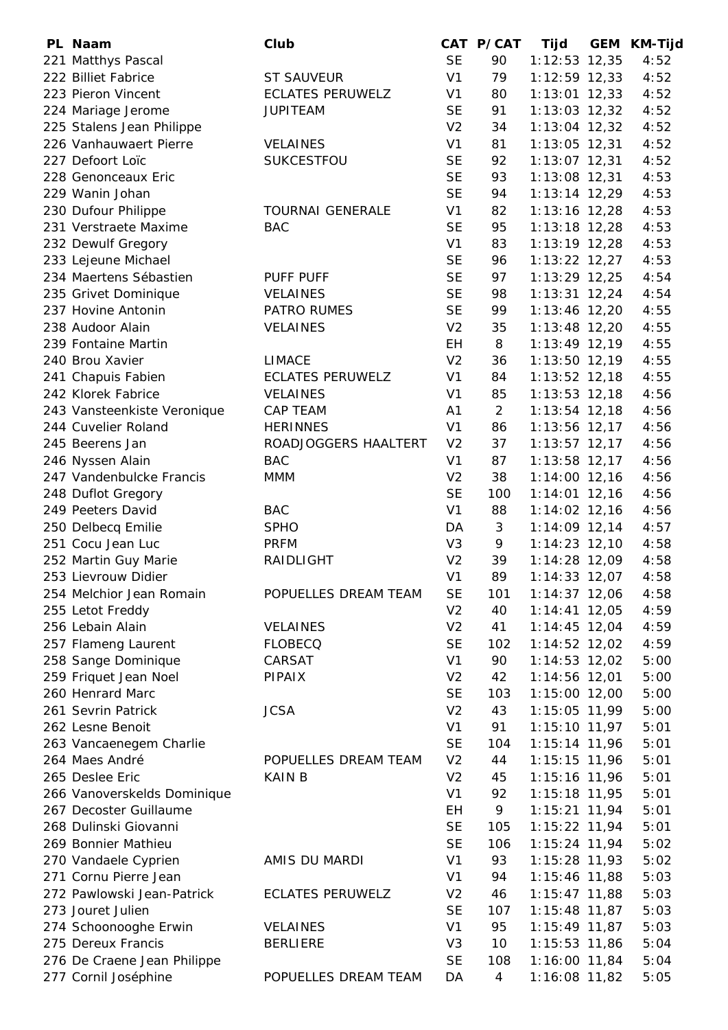| PL | Naam | Club | CAT | P/CAT | Tijd | GEM | KM-Tijd |
|---|---|---|---|---|---|---|---|
| 221 | Matthys Pascal | | SE | 90 | 1:12:53 | 12,35 | 4:52 |
| 222 | Billiet Fabrice | ST SAUVEUR | V1 | 79 | 1:12:59 | 12,33 | 4:52 |
| 223 | Pieron Vincent | ECLATES PERUWELZ | V1 | 80 | 1:13:01 | 12,33 | 4:52 |
| 224 | Mariage Jerome | JUPITEAM | SE | 91 | 1:13:03 | 12,32 | 4:52 |
| 225 | Stalens Jean Philippe | | V2 | 34 | 1:13:04 | 12,32 | 4:52 |
| 226 | Vanhauwaert Pierre | VELAINES | V1 | 81 | 1:13:05 | 12,31 | 4:52 |
| 227 | Defoort Loïc | SUKCESTFOU | SE | 92 | 1:13:07 | 12,31 | 4:52 |
| 228 | Genonceaux Eric | | SE | 93 | 1:13:08 | 12,31 | 4:53 |
| 229 | Wanin Johan | | SE | 94 | 1:13:14 | 12,29 | 4:53 |
| 230 | Dufour Philippe | TOURNAI GENERALE | V1 | 82 | 1:13:16 | 12,28 | 4:53 |
| 231 | Verstraete Maxime | BAC | SE | 95 | 1:13:18 | 12,28 | 4:53 |
| 232 | Dewulf Gregory | | V1 | 83 | 1:13:19 | 12,28 | 4:53 |
| 233 | Lejeune Michael | | SE | 96 | 1:13:22 | 12,27 | 4:53 |
| 234 | Maertens Sébastien | PUFF PUFF | SE | 97 | 1:13:29 | 12,25 | 4:54 |
| 235 | Grivet Dominique | VELAINES | SE | 98 | 1:13:31 | 12,24 | 4:54 |
| 237 | Hovine Antonin | PATRO RUMES | SE | 99 | 1:13:46 | 12,20 | 4:55 |
| 238 | Audoor Alain | VELAINES | V2 | 35 | 1:13:48 | 12,20 | 4:55 |
| 239 | Fontaine Martin | | EH | 8 | 1:13:49 | 12,19 | 4:55 |
| 240 | Brou Xavier | LIMACE | V2 | 36 | 1:13:50 | 12,19 | 4:55 |
| 241 | Chapuis Fabien | ECLATES PERUWELZ | V1 | 84 | 1:13:52 | 12,18 | 4:55 |
| 242 | Klorek Fabrice | VELAINES | V1 | 85 | 1:13:53 | 12,18 | 4:56 |
| 243 | Vansteenkiste Veronique | CAP TEAM | A1 | 2 | 1:13:54 | 12,18 | 4:56 |
| 244 | Cuvelier Roland | HERINNES | V1 | 86 | 1:13:56 | 12,17 | 4:56 |
| 245 | Beerens Jan | ROADJOGGERS HAALTERT | V2 | 37 | 1:13:57 | 12,17 | 4:56 |
| 246 | Nyssen Alain | BAC | V1 | 87 | 1:13:58 | 12,17 | 4:56 |
| 247 | Vandenbulcke Francis | MMM | V2 | 38 | 1:14:00 | 12,16 | 4:56 |
| 248 | Duflot Gregory | | SE | 100 | 1:14:01 | 12,16 | 4:56 |
| 249 | Peeters David | BAC | V1 | 88 | 1:14:02 | 12,16 | 4:56 |
| 250 | Delbecq Emilie | SPHO | DA | 3 | 1:14:09 | 12,14 | 4:57 |
| 251 | Cocu Jean Luc | PRFM | V3 | 9 | 1:14:23 | 12,10 | 4:58 |
| 252 | Martin Guy Marie | RAIDLIGHT | V2 | 39 | 1:14:28 | 12,09 | 4:58 |
| 253 | Lievrouw Didier | | V1 | 89 | 1:14:33 | 12,07 | 4:58 |
| 254 | Melchior Jean Romain | POPUELLES DREAM TEAM | SE | 101 | 1:14:37 | 12,06 | 4:58 |
| 255 | Letot Freddy | | V2 | 40 | 1:14:41 | 12,05 | 4:59 |
| 256 | Lebain Alain | VELAINES | V2 | 41 | 1:14:45 | 12,04 | 4:59 |
| 257 | Flameng Laurent | FLOBECQ | SE | 102 | 1:14:52 | 12,02 | 4:59 |
| 258 | Sange Dominique | CARSAT | V1 | 90 | 1:14:53 | 12,02 | 5:00 |
| 259 | Friquet Jean Noel | PIPAIX | V2 | 42 | 1:14:56 | 12,01 | 5:00 |
| 260 | Henrard Marc | | SE | 103 | 1:15:00 | 12,00 | 5:00 |
| 261 | Sevrin Patrick | JCSA | V2 | 43 | 1:15:05 | 11,99 | 5:00 |
| 262 | Lesne Benoit | | V1 | 91 | 1:15:10 | 11,97 | 5:01 |
| 263 | Vancaenegem Charlie | | SE | 104 | 1:15:14 | 11,96 | 5:01 |
| 264 | Maes André | POPUELLES DREAM TEAM | V2 | 44 | 1:15:15 | 11,96 | 5:01 |
| 265 | Deslee Eric | KAIN B | V2 | 45 | 1:15:16 | 11,96 | 5:01 |
| 266 | Vanoverskelds Dominique | | V1 | 92 | 1:15:18 | 11,95 | 5:01 |
| 267 | Decoster Guillaume | | EH | 9 | 1:15:21 | 11,94 | 5:01 |
| 268 | Dulinski Giovanni | | SE | 105 | 1:15:22 | 11,94 | 5:01 |
| 269 | Bonnier Mathieu | | SE | 106 | 1:15:24 | 11,94 | 5:02 |
| 270 | Vandaele Cyprien | AMIS DU MARDI | V1 | 93 | 1:15:28 | 11,93 | 5:02 |
| 271 | Cornu Pierre Jean | | V1 | 94 | 1:15:46 | 11,88 | 5:03 |
| 272 | Pawlowski Jean-Patrick | ECLATES PERUWELZ | V2 | 46 | 1:15:47 | 11,88 | 5:03 |
| 273 | Jouret Julien | | SE | 107 | 1:15:48 | 11,87 | 5:03 |
| 274 | Schoonooghe Erwin | VELAINES | V1 | 95 | 1:15:49 | 11,87 | 5:03 |
| 275 | Dereux Francis | BERLIERE | V3 | 10 | 1:15:53 | 11,86 | 5:04 |
| 276 | De Craene Jean Philippe | | SE | 108 | 1:16:00 | 11,84 | 5:04 |
| 277 | Cornil Joséphine | POPUELLES DREAM TEAM | DA | 4 | 1:16:08 | 11,82 | 5:05 |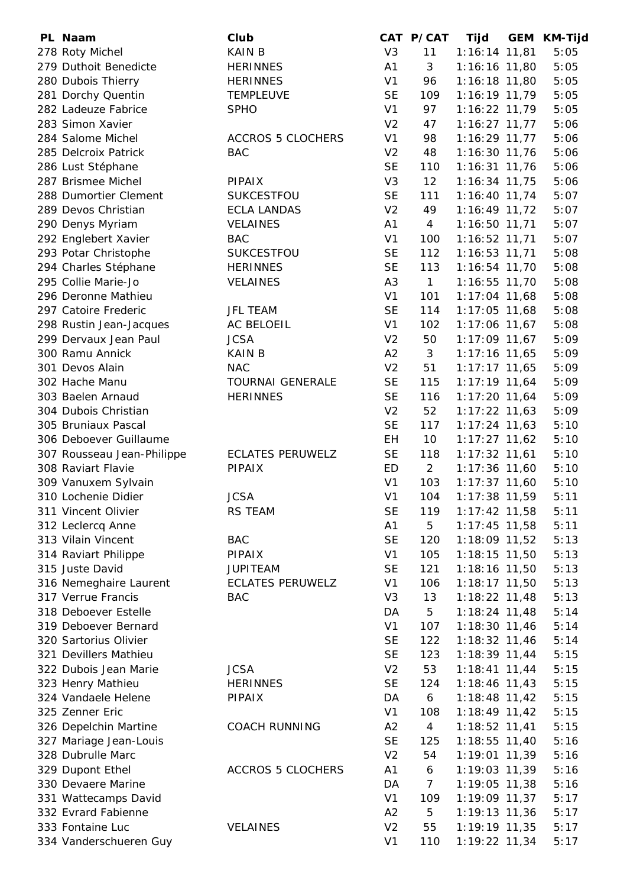| PL | Naam | Club | CAT | P/CAT | Tijd | GEM | KM-Tijd |
|---|---|---|---|---|---|---|---|
| 278 | Roty Michel | KAIN B | V3 | 11 | 1:16:14 | 11,81 | 5:05 |
| 279 | Duthoit Benedicte | HERINNES | A1 | 3 | 1:16:16 | 11,80 | 5:05 |
| 280 | Dubois Thierry | HERINNES | V1 | 96 | 1:16:18 | 11,80 | 5:05 |
| 281 | Dorchy Quentin | TEMPLEUVE | SE | 109 | 1:16:19 | 11,79 | 5:05 |
| 282 | Ladeuze Fabrice | SPHO | V1 | 97 | 1:16:22 | 11,79 | 5:05 |
| 283 | Simon Xavier | | V2 | 47 | 1:16:27 | 11,77 | 5:06 |
| 284 | Salome Michel | ACCROS 5 CLOCHERS | V1 | 98 | 1:16:29 | 11,77 | 5:06 |
| 285 | Delcroix Patrick | BAC | V2 | 48 | 1:16:30 | 11,76 | 5:06 |
| 286 | Lust Stéphane | | SE | 110 | 1:16:31 | 11,76 | 5:06 |
| 287 | Brismee Michel | PIPAIX | V3 | 12 | 1:16:34 | 11,75 | 5:06 |
| 288 | Dumortier Clement | SUKCESTFOU | SE | 111 | 1:16:40 | 11,74 | 5:07 |
| 289 | Devos Christian | ECLA LANDAS | V2 | 49 | 1:16:49 | 11,72 | 5:07 |
| 290 | Denys Myriam | VELAINES | A1 | 4 | 1:16:50 | 11,71 | 5:07 |
| 292 | Englebert Xavier | BAC | V1 | 100 | 1:16:52 | 11,71 | 5:07 |
| 293 | Potar Christophe | SUKCESTFOU | SE | 112 | 1:16:53 | 11,71 | 5:08 |
| 294 | Charles Stéphane | HERINNES | SE | 113 | 1:16:54 | 11,70 | 5:08 |
| 295 | Collie Marie-Jo | VELAINES | A3 | 1 | 1:16:55 | 11,70 | 5:08 |
| 296 | Deronne Mathieu | | V1 | 101 | 1:17:04 | 11,68 | 5:08 |
| 297 | Catoire Frederic | JFL TEAM | SE | 114 | 1:17:05 | 11,68 | 5:08 |
| 298 | Rustin Jean-Jacques | AC BELOEIL | V1 | 102 | 1:17:06 | 11,67 | 5:08 |
| 299 | Dervaux Jean Paul | JCSA | V2 | 50 | 1:17:09 | 11,67 | 5:09 |
| 300 | Ramu Annick | KAIN B | A2 | 3 | 1:17:16 | 11,65 | 5:09 |
| 301 | Devos Alain | NAC | V2 | 51 | 1:17:17 | 11,65 | 5:09 |
| 302 | Hache Manu | TOURNAI GENERALE | SE | 115 | 1:17:19 | 11,64 | 5:09 |
| 303 | Baelen Arnaud | HERINNES | SE | 116 | 1:17:20 | 11,64 | 5:09 |
| 304 | Dubois Christian | | V2 | 52 | 1:17:22 | 11,63 | 5:09 |
| 305 | Bruniaux Pascal | | SE | 117 | 1:17:24 | 11,63 | 5:10 |
| 306 | Deboever Guillaume | | EH | 10 | 1:17:27 | 11,62 | 5:10 |
| 307 | Rousseau Jean-Philippe | ECLATES PERUWELZ | SE | 118 | 1:17:32 | 11,61 | 5:10 |
| 308 | Raviart Flavie | PIPAIX | ED | 2 | 1:17:36 | 11,60 | 5:10 |
| 309 | Vanuxem Sylvain | | V1 | 103 | 1:17:37 | 11,60 | 5:10 |
| 310 | Lochenie Didier | JCSA | V1 | 104 | 1:17:38 | 11,59 | 5:11 |
| 311 | Vincent Olivier | RS TEAM | SE | 119 | 1:17:42 | 11,58 | 5:11 |
| 312 | Leclercq Anne | | A1 | 5 | 1:17:45 | 11,58 | 5:11 |
| 313 | Vilain Vincent | BAC | SE | 120 | 1:18:09 | 11,52 | 5:13 |
| 314 | Raviart Philippe | PIPAIX | V1 | 105 | 1:18:15 | 11,50 | 5:13 |
| 315 | Juste David | JUPITEAM | SE | 121 | 1:18:16 | 11,50 | 5:13 |
| 316 | Nemeghaire Laurent | ECLATES PERUWELZ | V1 | 106 | 1:18:17 | 11,50 | 5:13 |
| 317 | Verrue Francis | BAC | V3 | 13 | 1:18:22 | 11,48 | 5:13 |
| 318 | Deboever Estelle | | DA | 5 | 1:18:24 | 11,48 | 5:14 |
| 319 | Deboever Bernard | | V1 | 107 | 1:18:30 | 11,46 | 5:14 |
| 320 | Sartorius Olivier | | SE | 122 | 1:18:32 | 11,46 | 5:14 |
| 321 | Devillers Mathieu | | SE | 123 | 1:18:39 | 11,44 | 5:15 |
| 322 | Dubois Jean Marie | JCSA | V2 | 53 | 1:18:41 | 11,44 | 5:15 |
| 323 | Henry Mathieu | HERINNES | SE | 124 | 1:18:46 | 11,43 | 5:15 |
| 324 | Vandaele Helene | PIPAIX | DA | 6 | 1:18:48 | 11,42 | 5:15 |
| 325 | Zenner Eric | | V1 | 108 | 1:18:49 | 11,42 | 5:15 |
| 326 | Depelchin Martine | COACH RUNNING | A2 | 4 | 1:18:52 | 11,41 | 5:15 |
| 327 | Mariage Jean-Louis | | SE | 125 | 1:18:55 | 11,40 | 5:16 |
| 328 | Dubrulle Marc | | V2 | 54 | 1:19:01 | 11,39 | 5:16 |
| 329 | Dupont Ethel | ACCROS 5 CLOCHERS | A1 | 6 | 1:19:03 | 11,39 | 5:16 |
| 330 | Devaere Marine | | DA | 7 | 1:19:05 | 11,38 | 5:16 |
| 331 | Wattecamps David | | V1 | 109 | 1:19:09 | 11,37 | 5:17 |
| 332 | Evrard Fabienne | | A2 | 5 | 1:19:13 | 11,36 | 5:17 |
| 333 | Fontaine Luc | VELAINES | V2 | 55 | 1:19:19 | 11,35 | 5:17 |
| 334 | Vanderschueren Guy | | V1 | 110 | 1:19:22 | 11,34 | 5:17 |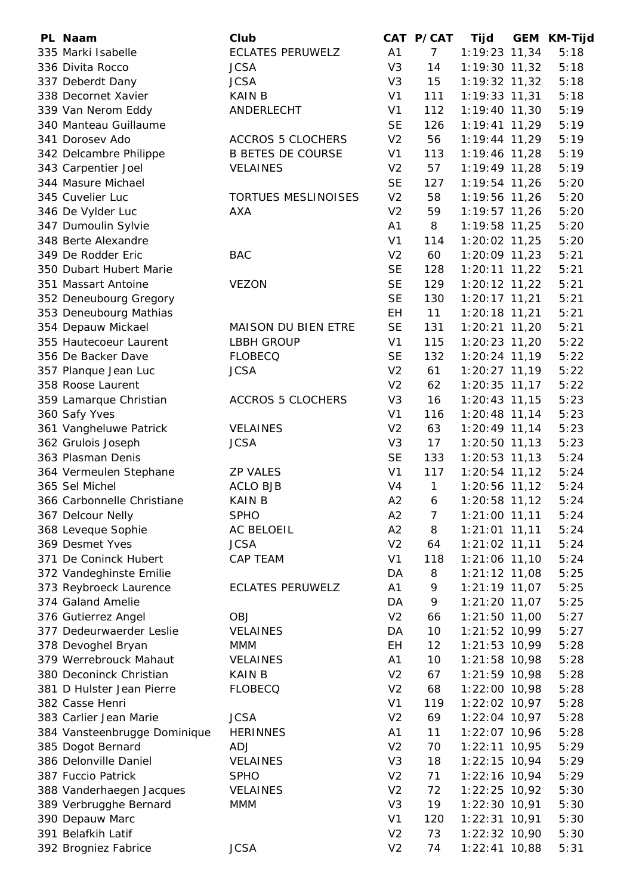| PL | Naam | Club | CAT | P/CAT | Tijd | GEM | KM-Tijd |
|---|---|---|---|---|---|---|---|
| 335 | Marki Isabelle | ECLATES PERUWELZ | A1 | 7 | 1:19:23 | 11,34 | 5:18 |
| 336 | Divita Rocco | JCSA | V3 | 14 | 1:19:30 | 11,32 | 5:18 |
| 337 | Deberdt Dany | JCSA | V3 | 15 | 1:19:32 | 11,32 | 5:18 |
| 338 | Decornet Xavier | KAIN B | V1 | 111 | 1:19:33 | 11,31 | 5:18 |
| 339 | Van Nerom Eddy | ANDERLECHT | V1 | 112 | 1:19:40 | 11,30 | 5:19 |
| 340 | Manteau Guillaume | | SE | 126 | 1:19:41 | 11,29 | 5:19 |
| 341 | Dorosev Ado | ACCROS 5 CLOCHERS | V2 | 56 | 1:19:44 | 11,29 | 5:19 |
| 342 | Delcambre Philippe | B BETES DE COURSE | V1 | 113 | 1:19:46 | 11,28 | 5:19 |
| 343 | Carpentier Joel | VELAINES | V2 | 57 | 1:19:49 | 11,28 | 5:19 |
| 344 | Masure Michael | | SE | 127 | 1:19:54 | 11,26 | 5:20 |
| 345 | Cuvelier Luc | TORTUES MESLINOISES | V2 | 58 | 1:19:56 | 11,26 | 5:20 |
| 346 | De Vylder Luc | AXA | V2 | 59 | 1:19:57 | 11,26 | 5:20 |
| 347 | Dumoulin Sylvie | | A1 | 8 | 1:19:58 | 11,25 | 5:20 |
| 348 | Berte Alexandre | | V1 | 114 | 1:20:02 | 11,25 | 5:20 |
| 349 | De Rodder Eric | BAC | V2 | 60 | 1:20:09 | 11,23 | 5:21 |
| 350 | Dubart Hubert Marie | | SE | 128 | 1:20:11 | 11,22 | 5:21 |
| 351 | Massart Antoine | VEZON | SE | 129 | 1:20:12 | 11,22 | 5:21 |
| 352 | Deneubourg Gregory | | SE | 130 | 1:20:17 | 11,21 | 5:21 |
| 353 | Deneubourg Mathias | | EH | 11 | 1:20:18 | 11,21 | 5:21 |
| 354 | Depauw Mickael | MAISON DU BIEN ETRE | SE | 131 | 1:20:21 | 11,20 | 5:21 |
| 355 | Hautecoeur Laurent | LBBH GROUP | V1 | 115 | 1:20:23 | 11,20 | 5:22 |
| 356 | De Backer Dave | FLOBECQ | SE | 132 | 1:20:24 | 11,19 | 5:22 |
| 357 | Planque Jean Luc | JCSA | V2 | 61 | 1:20:27 | 11,19 | 5:22 |
| 358 | Roose Laurent | | V2 | 62 | 1:20:35 | 11,17 | 5:22 |
| 359 | Lamarque Christian | ACCROS 5 CLOCHERS | V3 | 16 | 1:20:43 | 11,15 | 5:23 |
| 360 | Safy Yves | | V1 | 116 | 1:20:48 | 11,14 | 5:23 |
| 361 | Vangheluwe Patrick | VELAINES | V2 | 63 | 1:20:49 | 11,14 | 5:23 |
| 362 | Grulois Joseph | JCSA | V3 | 17 | 1:20:50 | 11,13 | 5:23 |
| 363 | Plasman Denis | | SE | 133 | 1:20:53 | 11,13 | 5:24 |
| 364 | Vermeulen Stephane | ZP VALES | V1 | 117 | 1:20:54 | 11,12 | 5:24 |
| 365 | Sel Michel | ACLO BJB | V4 | 1 | 1:20:56 | 11,12 | 5:24 |
| 366 | Carbonnelle Christiane | KAIN B | A2 | 6 | 1:20:58 | 11,12 | 5:24 |
| 367 | Delcour Nelly | SPHO | A2 | 7 | 1:21:00 | 11,11 | 5:24 |
| 368 | Leveque Sophie | AC BELOEIL | A2 | 8 | 1:21:01 | 11,11 | 5:24 |
| 369 | Desmet Yves | JCSA | V2 | 64 | 1:21:02 | 11,11 | 5:24 |
| 371 | De Coninck Hubert | CAP TEAM | V1 | 118 | 1:21:06 | 11,10 | 5:24 |
| 372 | Vandeghinste Emilie | | DA | 8 | 1:21:12 | 11,08 | 5:25 |
| 373 | Reybroeck Laurence | ECLATES PERUWELZ | A1 | 9 | 1:21:19 | 11,07 | 5:25 |
| 374 | Galand Amelie | | DA | 9 | 1:21:20 | 11,07 | 5:25 |
| 376 | Gutierrez Angel | OBJ | V2 | 66 | 1:21:50 | 11,00 | 5:27 |
| 377 | Dedeurwaerder Leslie | VELAINES | DA | 10 | 1:21:52 | 10,99 | 5:27 |
| 378 | Devoghel Bryan | MMM | EH | 12 | 1:21:53 | 10,99 | 5:28 |
| 379 | Werrebrouck Mahaut | VELAINES | A1 | 10 | 1:21:58 | 10,98 | 5:28 |
| 380 | Deconinck Christian | KAIN B | V2 | 67 | 1:21:59 | 10,98 | 5:28 |
| 381 | D Hulster Jean Pierre | FLOBECQ | V2 | 68 | 1:22:00 | 10,98 | 5:28 |
| 382 | Casse Henri | | V1 | 119 | 1:22:02 | 10,97 | 5:28 |
| 383 | Carlier Jean Marie | JCSA | V2 | 69 | 1:22:04 | 10,97 | 5:28 |
| 384 | Vansteenbrugge Dominique | HERINNES | A1 | 11 | 1:22:07 | 10,96 | 5:28 |
| 385 | Dogot Bernard | ADJ | V2 | 70 | 1:22:11 | 10,95 | 5:29 |
| 386 | Delonville Daniel | VELAINES | V3 | 18 | 1:22:15 | 10,94 | 5:29 |
| 387 | Fuccio Patrick | SPHO | V2 | 71 | 1:22:16 | 10,94 | 5:29 |
| 388 | Vanderhaegen Jacques | VELAINES | V2 | 72 | 1:22:25 | 10,92 | 5:30 |
| 389 | Verbrugghe Bernard | MMM | V3 | 19 | 1:22:30 | 10,91 | 5:30 |
| 390 | Depauw Marc | | V1 | 120 | 1:22:31 | 10,91 | 5:30 |
| 391 | Belafkih Latif | | V2 | 73 | 1:22:32 | 10,90 | 5:30 |
| 392 | Brogniez Fabrice | JCSA | V2 | 74 | 1:22:41 | 10,88 | 5:31 |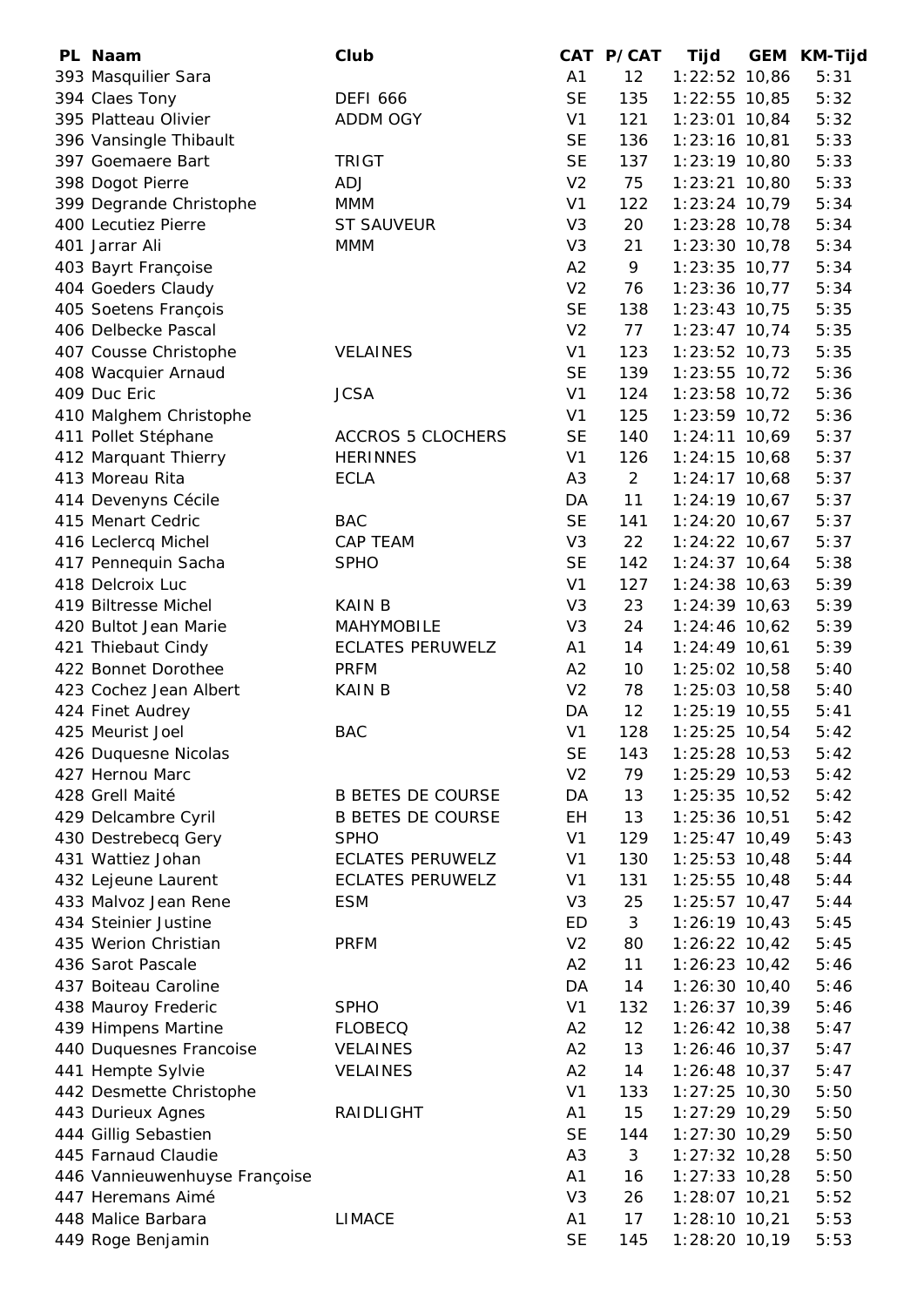| PL | Naam | Club | CAT | P/CAT | Tijd | GEM | KM-Tijd |
|---|---|---|---|---|---|---|---|
| 393 | Masquilier Sara | | A1 | 12 | 1:22:52 | 10,86 | 5:31 |
| 394 | Claes Tony | DEFI 666 | SE | 135 | 1:22:55 | 10,85 | 5:32 |
| 395 | Platteau Olivier | ADDM OGY | V1 | 121 | 1:23:01 | 10,84 | 5:32 |
| 396 | Vansingle Thibault | | SE | 136 | 1:23:16 | 10,81 | 5:33 |
| 397 | Goemaere Bart | TRIGT | SE | 137 | 1:23:19 | 10,80 | 5:33 |
| 398 | Dogot Pierre | ADJ | V2 | 75 | 1:23:21 | 10,80 | 5:33 |
| 399 | Degrande Christophe | MMM | V1 | 122 | 1:23:24 | 10,79 | 5:34 |
| 400 | Lecutiez Pierre | ST SAUVEUR | V3 | 20 | 1:23:28 | 10,78 | 5:34 |
| 401 | Jarrar Ali | MMM | V3 | 21 | 1:23:30 | 10,78 | 5:34 |
| 403 | Bayrt Françoise | | A2 | 9 | 1:23:35 | 10,77 | 5:34 |
| 404 | Goeders Claudy | | V2 | 76 | 1:23:36 | 10,77 | 5:34 |
| 405 | Soetens François | | SE | 138 | 1:23:43 | 10,75 | 5:35 |
| 406 | Delbecke Pascal | | V2 | 77 | 1:23:47 | 10,74 | 5:35 |
| 407 | Cousse Christophe | VELAINES | V1 | 123 | 1:23:52 | 10,73 | 5:35 |
| 408 | Wacquier Arnaud | | SE | 139 | 1:23:55 | 10,72 | 5:36 |
| 409 | Duc Eric | JCSA | V1 | 124 | 1:23:58 | 10,72 | 5:36 |
| 410 | Malghem Christophe | | V1 | 125 | 1:23:59 | 10,72 | 5:36 |
| 411 | Pollet Stéphane | ACCROS 5 CLOCHERS | SE | 140 | 1:24:11 | 10,69 | 5:37 |
| 412 | Marquant Thierry | HERINNES | V1 | 126 | 1:24:15 | 10,68 | 5:37 |
| 413 | Moreau Rita | ECLA | A3 | 2 | 1:24:17 | 10,68 | 5:37 |
| 414 | Devenyns Cécile | | DA | 11 | 1:24:19 | 10,67 | 5:37 |
| 415 | Menart Cedric | BAC | SE | 141 | 1:24:20 | 10,67 | 5:37 |
| 416 | Leclercq Michel | CAP TEAM | V3 | 22 | 1:24:22 | 10,67 | 5:37 |
| 417 | Pennequin Sacha | SPHO | SE | 142 | 1:24:37 | 10,64 | 5:38 |
| 418 | Delcroix Luc | | V1 | 127 | 1:24:38 | 10,63 | 5:39 |
| 419 | Biltresse Michel | KAIN B | V3 | 23 | 1:24:39 | 10,63 | 5:39 |
| 420 | Bultot Jean Marie | MAHYMOBILE | V3 | 24 | 1:24:46 | 10,62 | 5:39 |
| 421 | Thiebaut Cindy | ECLATES PERUWELZ | A1 | 14 | 1:24:49 | 10,61 | 5:39 |
| 422 | Bonnet Dorothee | PRFM | A2 | 10 | 1:25:02 | 10,58 | 5:40 |
| 423 | Cochez Jean Albert | KAIN B | V2 | 78 | 1:25:03 | 10,58 | 5:40 |
| 424 | Finet Audrey | | DA | 12 | 1:25:19 | 10,55 | 5:41 |
| 425 | Meurist Joel | BAC | V1 | 128 | 1:25:25 | 10,54 | 5:42 |
| 426 | Duquesne Nicolas | | SE | 143 | 1:25:28 | 10,53 | 5:42 |
| 427 | Hernou Marc | | V2 | 79 | 1:25:29 | 10,53 | 5:42 |
| 428 | Grell Maité | B BETES DE COURSE | DA | 13 | 1:25:35 | 10,52 | 5:42 |
| 429 | Delcambre Cyril | B BETES DE COURSE | EH | 13 | 1:25:36 | 10,51 | 5:42 |
| 430 | Destrebecq Gery | SPHO | V1 | 129 | 1:25:47 | 10,49 | 5:43 |
| 431 | Wattiez Johan | ECLATES PERUWELZ | V1 | 130 | 1:25:53 | 10,48 | 5:44 |
| 432 | Lejeune Laurent | ECLATES PERUWELZ | V1 | 131 | 1:25:55 | 10,48 | 5:44 |
| 433 | Malvoz Jean Rene | ESM | V3 | 25 | 1:25:57 | 10,47 | 5:44 |
| 434 | Steinier Justine | | ED | 3 | 1:26:19 | 10,43 | 5:45 |
| 435 | Werion Christian | PRFM | V2 | 80 | 1:26:22 | 10,42 | 5:45 |
| 436 | Sarot Pascale | | A2 | 11 | 1:26:23 | 10,42 | 5:46 |
| 437 | Boiteau Caroline | | DA | 14 | 1:26:30 | 10,40 | 5:46 |
| 438 | Mauroy Frederic | SPHO | V1 | 132 | 1:26:37 | 10,39 | 5:46 |
| 439 | Himpens Martine | FLOBECQ | A2 | 12 | 1:26:42 | 10,38 | 5:47 |
| 440 | Duquesnes Francoise | VELAINES | A2 | 13 | 1:26:46 | 10,37 | 5:47 |
| 441 | Hempte Sylvie | VELAINES | A2 | 14 | 1:26:48 | 10,37 | 5:47 |
| 442 | Desmette Christophe | | V1 | 133 | 1:27:25 | 10,30 | 5:50 |
| 443 | Durieux Agnes | RAIDLIGHT | A1 | 15 | 1:27:29 | 10,29 | 5:50 |
| 444 | Gillig Sebastien | | SE | 144 | 1:27:30 | 10,29 | 5:50 |
| 445 | Farnaud Claudie | | A3 | 3 | 1:27:32 | 10,28 | 5:50 |
| 446 | Vannieuwenhuyse Françoise | | A1 | 16 | 1:27:33 | 10,28 | 5:50 |
| 447 | Heremans Aimé | | V3 | 26 | 1:28:07 | 10,21 | 5:52 |
| 448 | Malice Barbara | LIMACE | A1 | 17 | 1:28:10 | 10,21 | 5:53 |
| 449 | Roge Benjamin | | SE | 145 | 1:28:20 | 10,19 | 5:53 |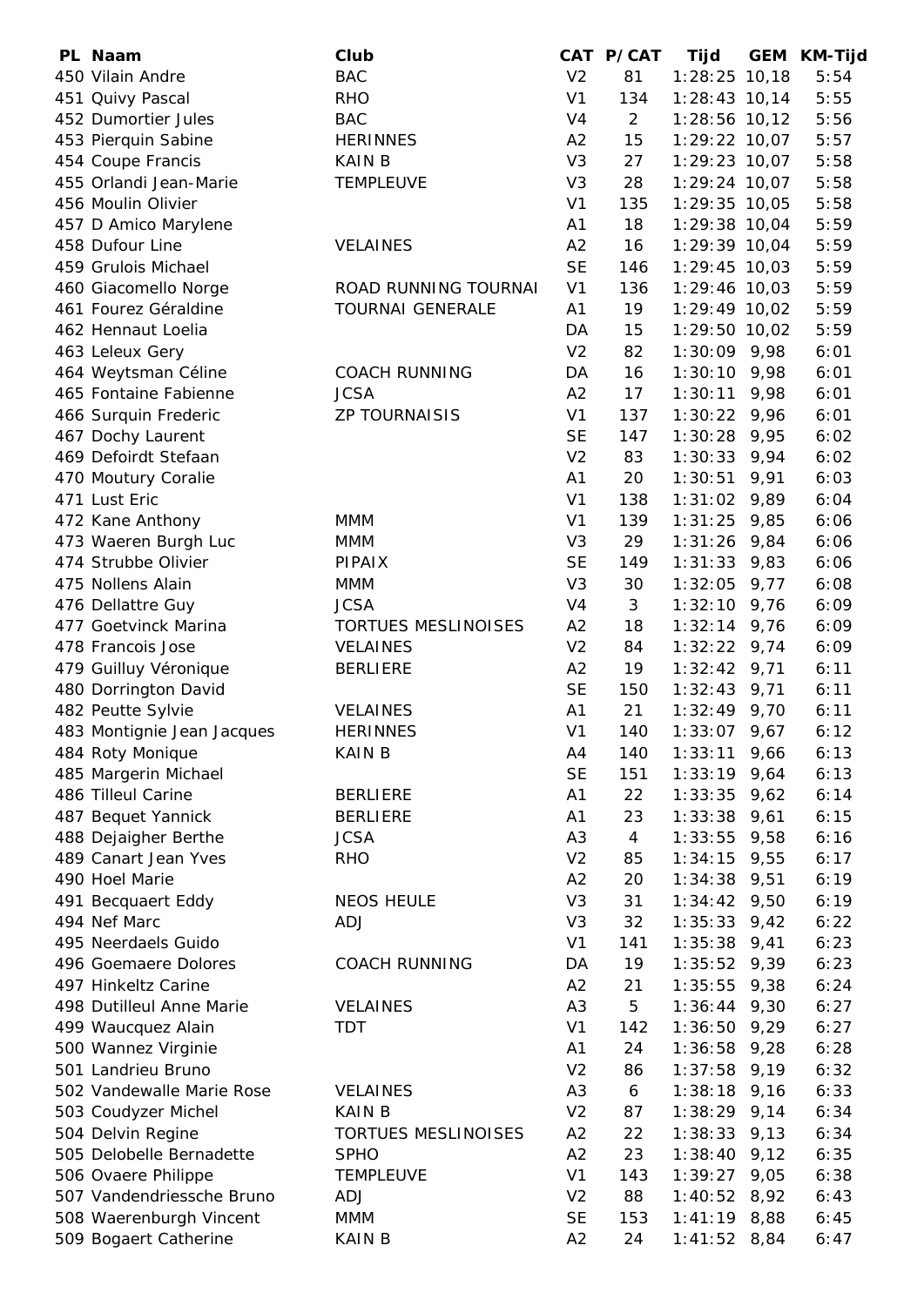| PL | Naam | Club | CAT | P/CAT | Tijd | GEM | KM-Tijd |
|---|---|---|---|---|---|---|---|
| 450 | Vilain Andre | BAC | V2 | 81 | 1:28:25 | 10,18 | 5:54 |
| 451 | Quivy Pascal | RHO | V1 | 134 | 1:28:43 | 10,14 | 5:55 |
| 452 | Dumortier Jules | BAC | V4 | 2 | 1:28:56 | 10,12 | 5:56 |
| 453 | Pierquin Sabine | HERINNES | A2 | 15 | 1:29:22 | 10,07 | 5:57 |
| 454 | Coupe Francis | KAIN B | V3 | 27 | 1:29:23 | 10,07 | 5:58 |
| 455 | Orlandi Jean-Marie | TEMPLEUVE | V3 | 28 | 1:29:24 | 10,07 | 5:58 |
| 456 | Moulin Olivier | | V1 | 135 | 1:29:35 | 10,05 | 5:58 |
| 457 | D Amico Marylene | | A1 | 18 | 1:29:38 | 10,04 | 5:59 |
| 458 | Dufour Line | VELAINES | A2 | 16 | 1:29:39 | 10,04 | 5:59 |
| 459 | Grulois Michael | | SE | 146 | 1:29:45 | 10,03 | 5:59 |
| 460 | Giacomello Norge | ROAD RUNNING TOURNAI | V1 | 136 | 1:29:46 | 10,03 | 5:59 |
| 461 | Fourez Géraldine | TOURNAI GENERALE | A1 | 19 | 1:29:49 | 10,02 | 5:59 |
| 462 | Hennaut Loelia | | DA | 15 | 1:29:50 | 10,02 | 5:59 |
| 463 | Leleux Gery | | V2 | 82 | 1:30:09 | 9,98 | 6:01 |
| 464 | Weytsman Céline | COACH RUNNING | DA | 16 | 1:30:10 | 9,98 | 6:01 |
| 465 | Fontaine Fabienne | JCSA | A2 | 17 | 1:30:11 | 9,98 | 6:01 |
| 466 | Surquin Frederic | ZP TOURNAISIS | V1 | 137 | 1:30:22 | 9,96 | 6:01 |
| 467 | Dochy Laurent | | SE | 147 | 1:30:28 | 9,95 | 6:02 |
| 469 | Defoirdt Stefaan | | V2 | 83 | 1:30:33 | 9,94 | 6:02 |
| 470 | Moutury Coralie | | A1 | 20 | 1:30:51 | 9,91 | 6:03 |
| 471 | Lust Eric | | V1 | 138 | 1:31:02 | 9,89 | 6:04 |
| 472 | Kane Anthony | MMM | V1 | 139 | 1:31:25 | 9,85 | 6:06 |
| 473 | Waeren Burgh Luc | MMM | V3 | 29 | 1:31:26 | 9,84 | 6:06 |
| 474 | Strubbe Olivier | PIPAIX | SE | 149 | 1:31:33 | 9,83 | 6:06 |
| 475 | Nollens Alain | MMM | V3 | 30 | 1:32:05 | 9,77 | 6:08 |
| 476 | Dellattre Guy | JCSA | V4 | 3 | 1:32:10 | 9,76 | 6:09 |
| 477 | Goetvinck Marina | TORTUES MESLINOISES | A2 | 18 | 1:32:14 | 9,76 | 6:09 |
| 478 | Francois Jose | VELAINES | V2 | 84 | 1:32:22 | 9,74 | 6:09 |
| 479 | Guilluy Véronique | BERLIERE | A2 | 19 | 1:32:42 | 9,71 | 6:11 |
| 480 | Dorrington David | | SE | 150 | 1:32:43 | 9,71 | 6:11 |
| 482 | Peutte Sylvie | VELAINES | A1 | 21 | 1:32:49 | 9,70 | 6:11 |
| 483 | Montignie Jean Jacques | HERINNES | V1 | 140 | 1:33:07 | 9,67 | 6:12 |
| 484 | Roty Monique | KAIN B | A4 | 140 | 1:33:11 | 9,66 | 6:13 |
| 485 | Margerin Michael | | SE | 151 | 1:33:19 | 9,64 | 6:13 |
| 486 | Tilleul Carine | BERLIERE | A1 | 22 | 1:33:35 | 9,62 | 6:14 |
| 487 | Bequet Yannick | BERLIERE | A1 | 23 | 1:33:38 | 9,61 | 6:15 |
| 488 | Dejaigher Berthe | JCSA | A3 | 4 | 1:33:55 | 9,58 | 6:16 |
| 489 | Canart Jean Yves | RHO | V2 | 85 | 1:34:15 | 9,55 | 6:17 |
| 490 | Hoel Marie | | A2 | 20 | 1:34:38 | 9,51 | 6:19 |
| 491 | Becquaert Eddy | NEOS HEULE | V3 | 31 | 1:34:42 | 9,50 | 6:19 |
| 494 | Nef Marc | ADJ | V3 | 32 | 1:35:33 | 9,42 | 6:22 |
| 495 | Neerdaels Guido | | V1 | 141 | 1:35:38 | 9,41 | 6:23 |
| 496 | Goemaere Dolores | COACH RUNNING | DA | 19 | 1:35:52 | 9,39 | 6:23 |
| 497 | Hinkeltz Carine | | A2 | 21 | 1:35:55 | 9,38 | 6:24 |
| 498 | Dutilleul Anne Marie | VELAINES | A3 | 5 | 1:36:44 | 9,30 | 6:27 |
| 499 | Waucquez Alain | TDT | V1 | 142 | 1:36:50 | 9,29 | 6:27 |
| 500 | Wannez Virginie | | A1 | 24 | 1:36:58 | 9,28 | 6:28 |
| 501 | Landrieu Bruno | | V2 | 86 | 1:37:58 | 9,19 | 6:32 |
| 502 | Vandewalle Marie Rose | VELAINES | A3 | 6 | 1:38:18 | 9,16 | 6:33 |
| 503 | Coudyzer Michel | KAIN B | V2 | 87 | 1:38:29 | 9,14 | 6:34 |
| 504 | Delvin Regine | TORTUES MESLINOISES | A2 | 22 | 1:38:33 | 9,13 | 6:34 |
| 505 | Delobelle Bernadette | SPHO | A2 | 23 | 1:38:40 | 9,12 | 6:35 |
| 506 | Ovaere Philippe | TEMPLEUVE | V1 | 143 | 1:39:27 | 9,05 | 6:38 |
| 507 | Vandendriessche Bruno | ADJ | V2 | 88 | 1:40:52 | 8,92 | 6:43 |
| 508 | Waerenburgh Vincent | MMM | SE | 153 | 1:41:19 | 8,88 | 6:45 |
| 509 | Bogaert Catherine | KAIN B | A2 | 24 | 1:41:52 | 8,84 | 6:47 |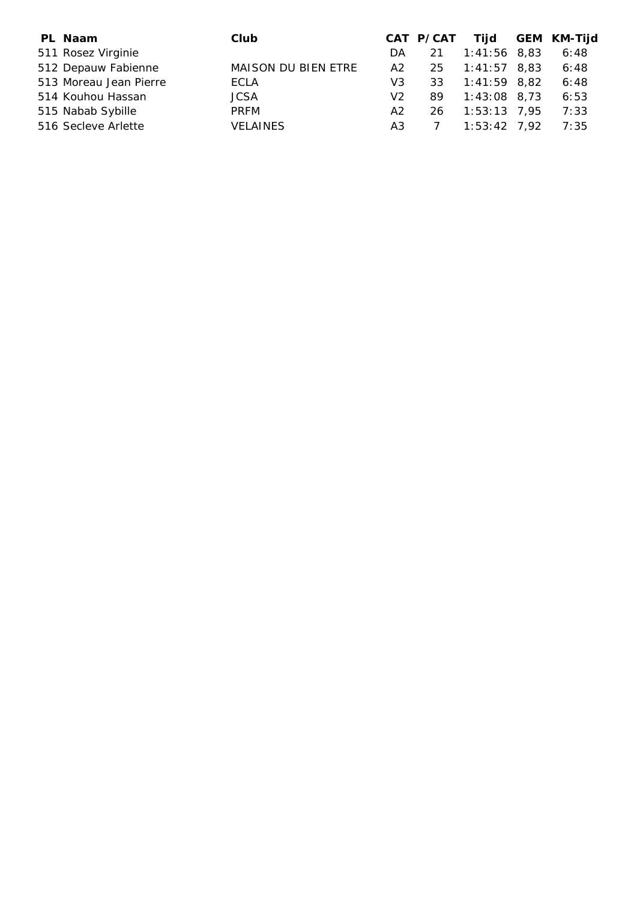| PL | Naam | Club | CAT | P/CAT | Tijd | GEM | KM-Tijd |
|---|---|---|---|---|---|---|---|
| 511 | Rosez Virginie | | DA | 21 | 1:41:56 | 8,83 | 6:48 |
| 512 | Depauw Fabienne | MAISON DU BIEN ETRE | A2 | 25 | 1:41:57 | 8,83 | 6:48 |
| 513 | Moreau Jean Pierre | ECLA | V3 | 33 | 1:41:59 | 8,82 | 6:48 |
| 514 | Kouhou Hassan | JCSA | V2 | 89 | 1:43:08 | 8,73 | 6:53 |
| 515 | Nabab Sybille | PRFM | A2 | 26 | 1:53:13 | 7,95 | 7:33 |
| 516 | Secleve Arlette | VELAINES | A3 | 7 | 1:53:42 | 7,92 | 7:35 |